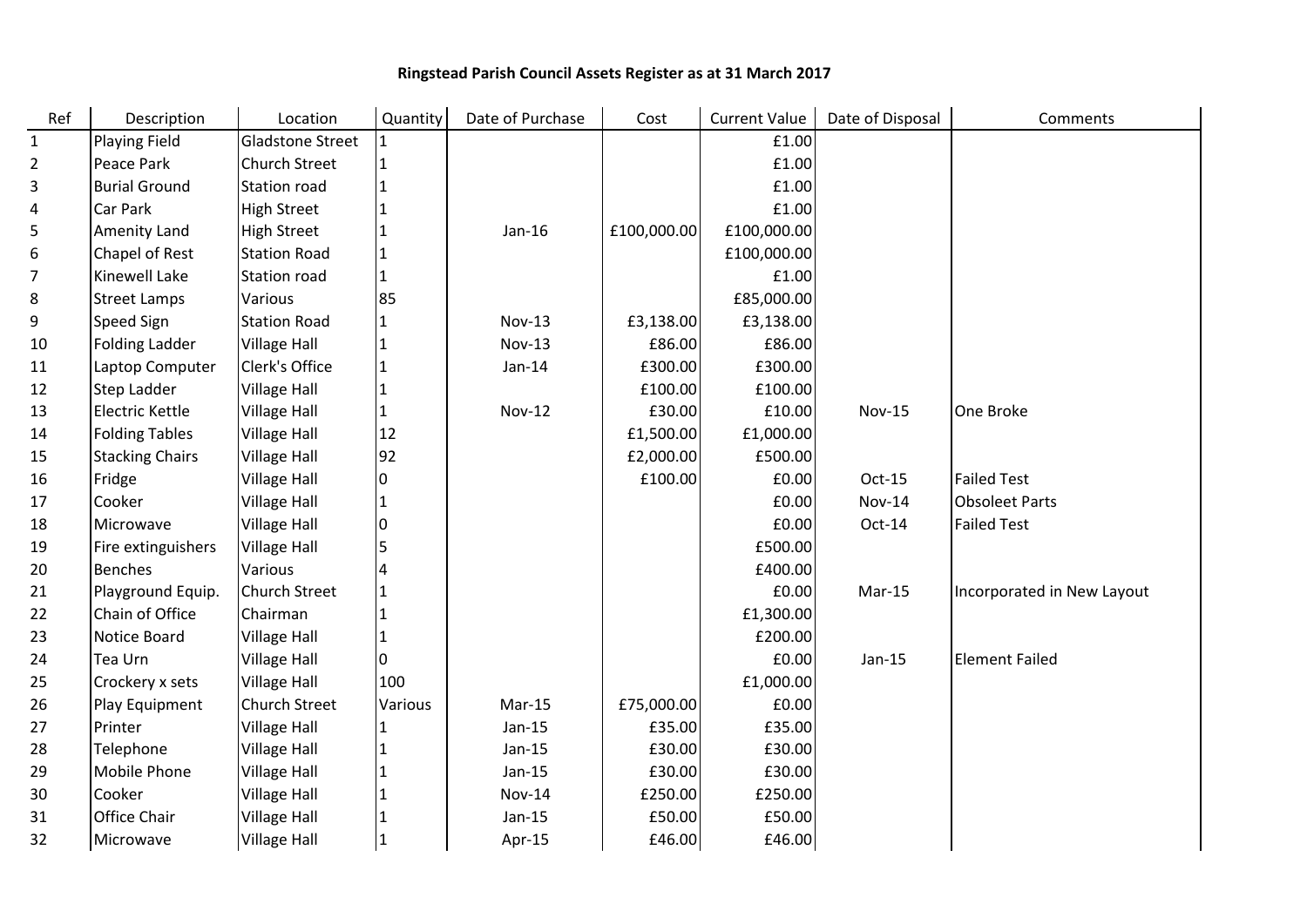# Ringstead Parish Council Assets Register as at 31 March 2017

| Ref | Description | Location | Quantity | Date of Purchase | Cost | Current Value | Date of Disposal | Comments |
|---|---|---|---|---|---|---|---|---|
| 1 | Playing Field | Gladstone Street | 1 | | | £1.00 | | |
| 2 | Peace Park | Church Street | 1 | | | £1.00 | | |
| 3 | Burial Ground | Station road | 1 | | | £1.00 | | |
| 4 | Car Park | High Street | 1 | | | £1.00 | | |
| 5 | Amenity Land | High Street | 1 | Jan-16 | £100,000.00 | £100,000.00 | | |
| 6 | Chapel of Rest | Station Road | 1 | | | £100,000.00 | | |
| 7 | Kinewell Lake | Station road | 1 | | | £1.00 | | |
| 8 | Street Lamps | Various | 85 | | | £85,000.00 | | |
| 9 | Speed Sign | Station Road | 1 | Nov-13 | £3,138.00 | £3,138.00 | | |
| 10 | Folding Ladder | Village Hall | 1 | Nov-13 | £86.00 | £86.00 | | |
| 11 | Laptop Computer | Clerk's Office | 1 | Jan-14 | £300.00 | £300.00 | | |
| 12 | Step Ladder | Village Hall | 1 | | £100.00 | £100.00 | | |
| 13 | Electric Kettle | Village Hall | 1 | Nov-12 | £30.00 | £10.00 | Nov-15 | One Broke |
| 14 | Folding Tables | Village Hall | 12 | | £1,500.00 | £1,000.00 | | |
| 15 | Stacking Chairs | Village Hall | 92 | | £2,000.00 | £500.00 | | |
| 16 | Fridge | Village Hall | 0 | | £100.00 | £0.00 | Oct-15 | Failed Test |
| 17 | Cooker | Village Hall | 1 | | | £0.00 | Nov-14 | Obsoleet Parts |
| 18 | Microwave | Village Hall | 0 | | | £0.00 | Oct-14 | Failed Test |
| 19 | Fire extinguishers | Village Hall | 5 | | | £500.00 | | |
| 20 | Benches | Various | 4 | | | £400.00 | | |
| 21 | Playground Equip. | Church Street | 1 | | | £0.00 | Mar-15 | Incorporated in New Layout |
| 22 | Chain of Office | Chairman | 1 | | | £1,300.00 | | |
| 23 | Notice Board | Village Hall | 1 | | | £200.00 | | |
| 24 | Tea Urn | Village Hall | 0 | | | £0.00 | Jan-15 | Element Failed |
| 25 | Crockery x sets | Village Hall | 100 | | | £1,000.00 | | |
| 26 | Play Equipment | Church Street | Various | Mar-15 | £75,000.00 | £0.00 | | |
| 27 | Printer | Village Hall | 1 | Jan-15 | £35.00 | £35.00 | | |
| 28 | Telephone | Village Hall | 1 | Jan-15 | £30.00 | £30.00 | | |
| 29 | Mobile Phone | Village Hall | 1 | Jan-15 | £30.00 | £30.00 | | |
| 30 | Cooker | Village Hall | 1 | Nov-14 | £250.00 | £250.00 | | |
| 31 | Office Chair | Village Hall | 1 | Jan-15 | £50.00 | £50.00 | | |
| 32 | Microwave | Village Hall | 1 | Apr-15 | £46.00 | £46.00 | | |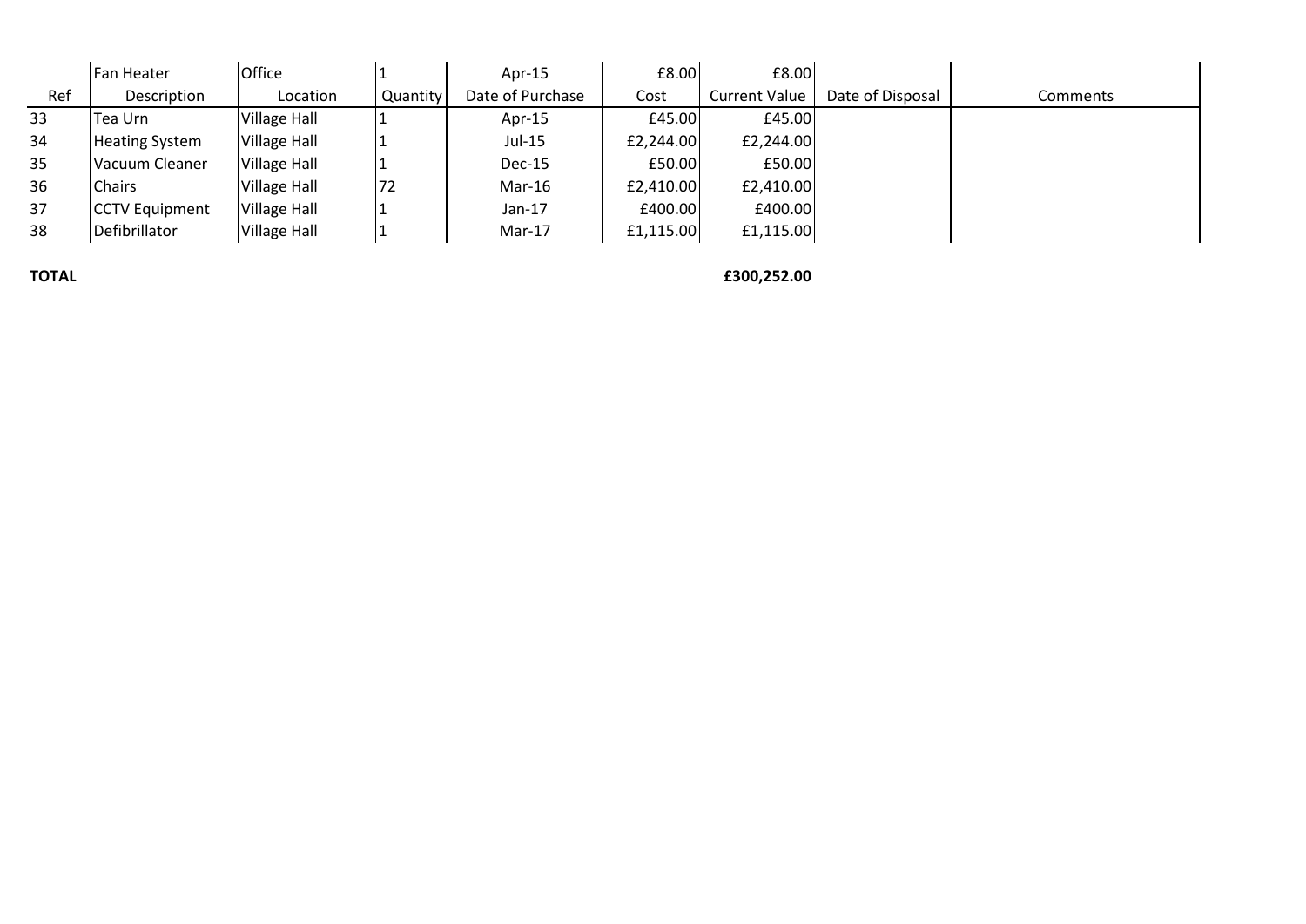| Ref | Description | Location | Quantity | Date of Purchase | Cost | Current Value | Date of Disposal | Comments |
|---|---|---|---|---|---|---|---|---|
| | Fan Heater | Office | 1 | Apr-15 | £8.00 | £8.00 | | |
| 33 | Tea Urn | Village Hall | 1 | Apr-15 | £45.00 | £45.00 | | |
| 34 | Heating System | Village Hall | 1 | Jul-15 | £2,244.00 | £2,244.00 | | |
| 35 | Vacuum Cleaner | Village Hall | 1 | Dec-15 | £50.00 | £50.00 | | |
| 36 | Chairs | Village Hall | 72 | Mar-16 | £2,410.00 | £2,410.00 | | |
| 37 | CCTV Equipment | Village Hall | 1 | Jan-17 | £400.00 | £400.00 | | |
| 38 | Defibrillator | Village Hall | 1 | Mar-17 | £1,115.00 | £1,115.00 | | |
| **TOTAL** | | | | | | **£300,252.00** | | |